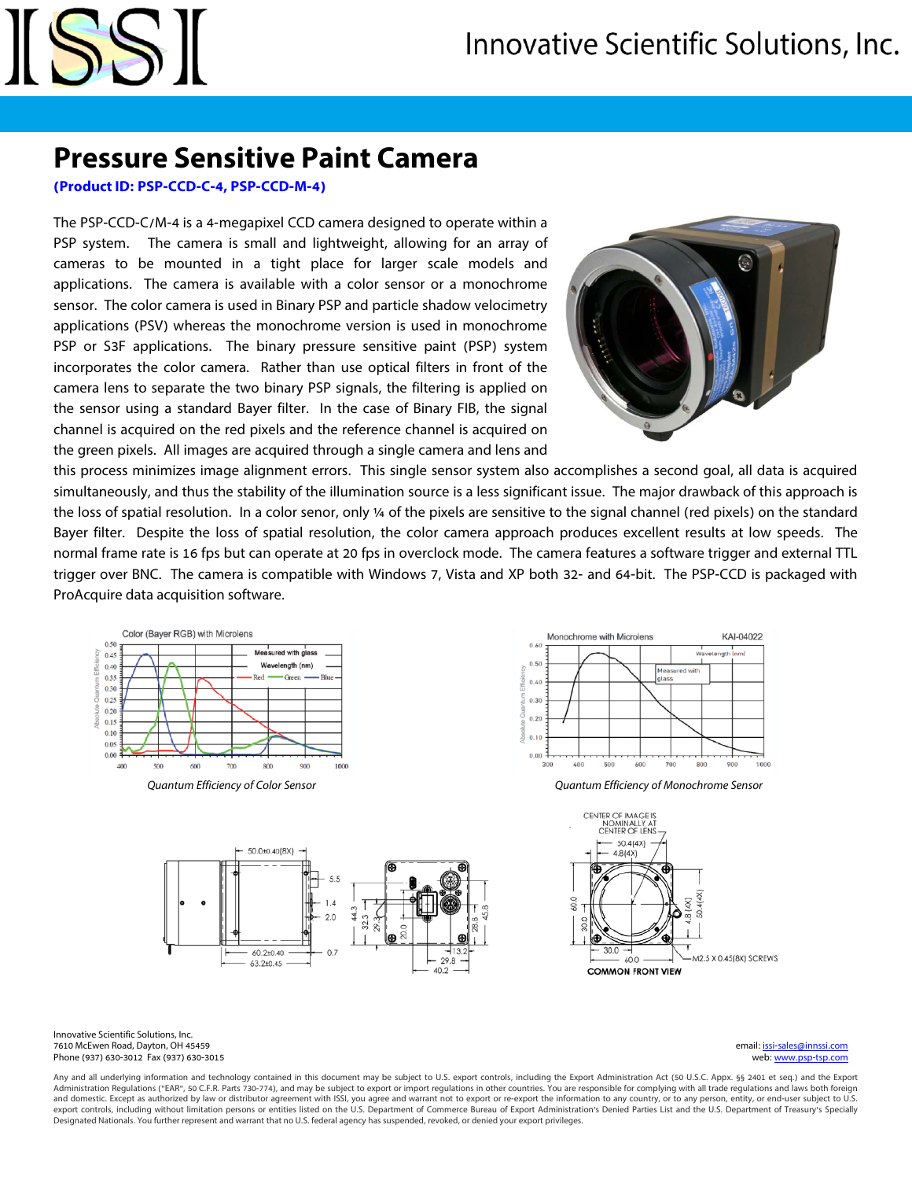Innovative Scientific Solutions, Inc.

# Pressure Sensitive Paint Camera

**(Product ID: PSP-CCD-C-4, PSP-CCD-M-4)**

The PSP-CCD-C/M-4 is a 4-megapixel CCD camera designed to operate within a PSP system. The camera is small and lightweight, allowing for an array of cameras to be mounted in a tight place for larger scale models and applications. The camera is available with a color sensor or a monochrome sensor. The color camera is used in Binary PSP and particle shadow velocimetry applications (PSV) whereas the monochrome version is used in monochrome PSP or S3F applications. The binary pressure sensitive paint (PSP) system incorporates the color camera. Rather than use optical filters in front of the camera lens to separate the two binary PSP signals, the filtering is applied on the sensor using a standard Bayer filter. In the case of Binary FIB, the signal channel is acquired on the red pixels and the reference channel is acquired on the green pixels. All images are acquired through a single camera and lens and this process minimizes image alignment errors. This single sensor system also accomplishes a second goal, all data is acquired simultaneously, and thus the stability of the illumination source is a less significant issue. The major drawback of this approach is the loss of spatial resolution. In a color senor, only ¼ of the pixels are sensitive to the signal channel (red pixels) on the standard Bayer filter. Despite the loss of spatial resolution, the color camera approach produces excellent results at low speeds. The normal frame rate is 16 fps but can operate at 20 fps in overclock mode. The camera features a software trigger and external TTL trigger over BNC. The camera is compatible with Windows 7, Vista and XP both 32- and 64-bit. The PSP-CCD is packaged with ProAcquire data acquisition software.

Color (Bayer RGB) with Microlens
Measured with glass
Wavelength (nm)
Red Green Blue
Absolute Quantum Efficiency
0.50 0.45 0.40 0.35 0.30 0.25 0.20 0.15 0.10 0.05 0.00
400 500 600 700 800 900 1000

*Quantum Efficiency of Color Sensor*

Monochrome with Microlens KAI-04022
Wavelength (nm)
Measured with glass
Absolute Quantum Efficiency
0.60 0.50 0.40 0.30 0.20 0.10 0.00
300 400 500 600 700 800 900 1000

*Quantum Efficiency of Monochrome Sensor*

50.0±0.40(8X)
5.5
1.4
2.0
0.7
60.2±0.40
63.2±0.45
44.3
32.3
29.3
20.0
28.8
45.8
13.2
29.8
40.2

CENTER OF IMAGE IS NOMINALLY AT CENTER OF LENS
50.4(4X)
4.8(4X)
60.0
30.0
4.8 (4X)
50.4(4X)
30.0
60.0
M2.5 X 0.45(8X) SCREWS
COMMON FRONT VIEW

Innovative Scientific Solutions, Inc.
7610 McEwen Road, Dayton, OH 45459
Phone (937) 630-3012 Fax (937) 630-3015

email: issi-sales@innssi.com
web: www.psp-tsp.com

Any and all underlying information and technology contained in this document may be subject to U.S. export controls, including the Export Administration Act (50 U.S.C. Appx. §§ 2401 et seq.) and the Export Administration Regulations ("EAR", 50 C.F.R. Parts 730-774), and may be subject to export or import regulations in other countries. You are responsible for complying with all trade regulations and laws both foreign and domestic. Except as authorized by law or distributor agreement with ISSI, you agree and warrant not to export or re-export the information to any country, or to any person, entity, or end-user subject to U.S. export controls, including without limitation persons or entities listed on the U.S. Department of Commerce Bureau of Export Administration's Denied Parties List and the U.S. Department of Treasury's Specially Designated Nationals. You further represent and warrant that no U.S. federal agency has suspended, revoked, or denied your export privileges.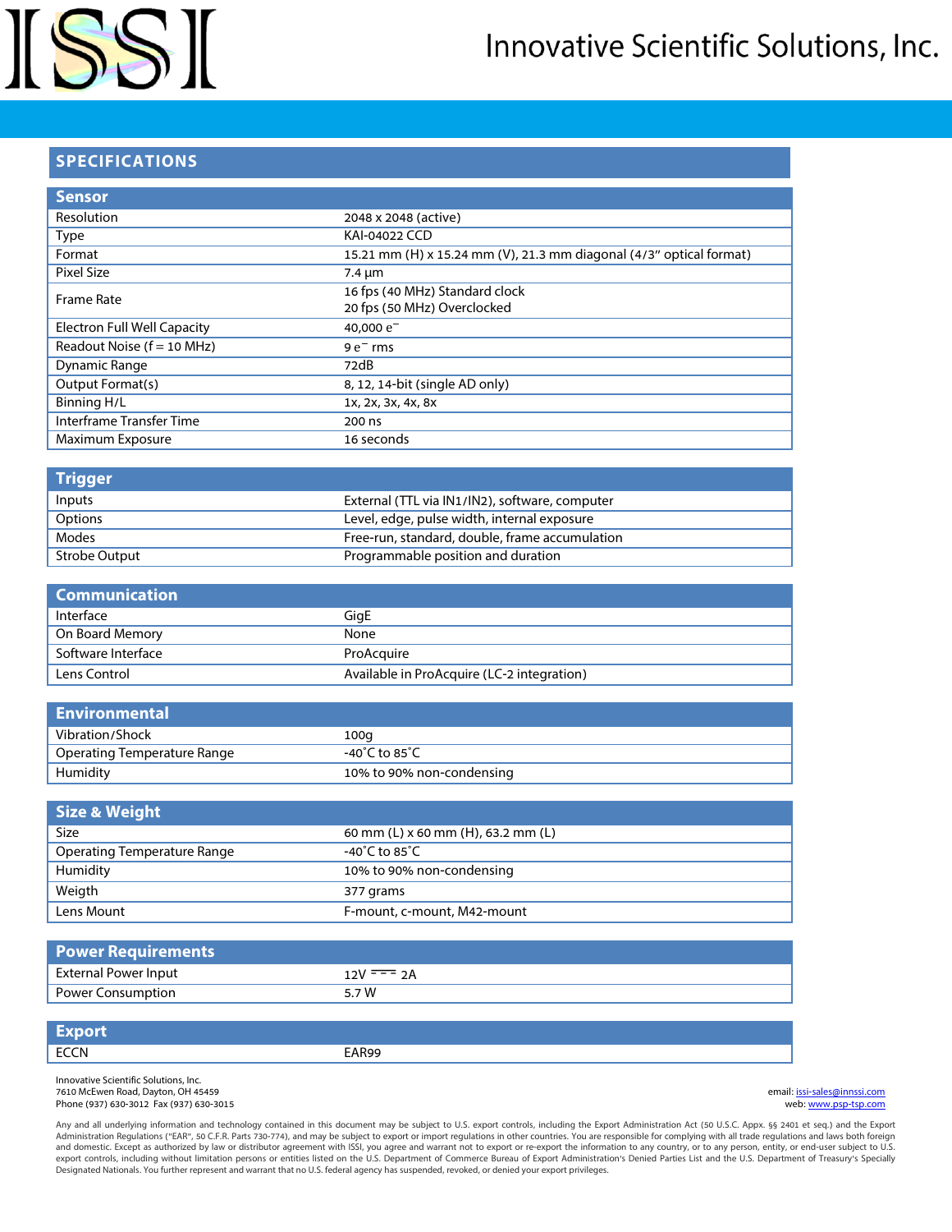## SPECIFICATIONS

| Sensor | |
|---|---|
| Resolution | 2048 x 2048 (active) |
| Type | KAI-04022 CCD |
| Format | 15.21 mm (H) x 15.24 mm (V), 21.3 mm diagonal (4/3" optical format) |
| Pixel Size | 7.4 µm |
| Frame Rate | 16 fps (40 MHz) Standard clock<br>20 fps (50 MHz) Overclocked |
| Electron Full Well Capacity | 40,000 $e^-$ |
| Readout Noise (f = 10 MHz) | 9 $e^-$ rms |
| Dynamic Range | 72dB |
| Output Format(s) | 8, 12, 14-bit (single AD only) |
| Binning H/L | 1x, 2x, 3x, 4x, 8x |
| Interframe Transfer Time | 200 ns |
| Maximum Exposure | 16 seconds |

| Trigger | |
|---|---|
| Inputs | External (TTL via IN1/IN2), software, computer |
| Options | Level, edge, pulse width, internal exposure |
| Modes | Free-run, standard, double, frame accumulation |
| Strobe Output | Programmable position and duration |

| Communication | |
|---|---|
| Interface | GigE |
| On Board Memory | None |
| Software Interface | ProAcquire |
| Lens Control | Available in ProAcquire (LC-2 integration) |

| Environmental | |
|---|---|
| Vibration/Shock | 100g |
| Operating Temperature Range | -40˚C to 85˚C |
| Humidity | 10% to 90% non-condensing |

| Size & Weight | |
|---|---|
| Size | 60 mm (L) x 60 mm (H), 63.2 mm (L) |
| Operating Temperature Range | -40˚C to 85˚C |
| Humidity | 10% to 90% non-condensing |
| Weigth | 377 grams |
| Lens Mount | F-mount, c-mount, M42-mount |

| Power Requirements | |
|---|---|
| External Power Input | 12V ⎓ 2A |
| Power Consumption | 5.7 W |

| Export | |
|---|---|
| ECCN | EAR99 |

Innovative Scientific Solutions, Inc.
7610 McEwen Road, Dayton, OH 45459
Phone (937) 630-3012 Fax (937) 630-3015

email: issi-sales@innssi.com
web: www.psp-tsp.com

Any and all underlying information and technology contained in this document may be subject to U.S. export controls, including the Export Administration Act (50 U.S.C. Appx. §§ 2401 et seq.) and the Export Administration Regulations ("EAR", 50 C.F.R. Parts 730-774), and may be subject to export or import regulations in other countries. You are responsible for complying with all trade regulations and laws both foreign and domestic. Except as authorized by law or distributor agreement with ISSI, you agree and warrant not to export or re-export the information to any country, or to any person, entity, or end-user subject to U.S. export controls, including without limitation persons or entities listed on the U.S. Department of Commerce Bureau of Export Administration's Denied Parties List and the U.S. Department of Treasury's Specially Designated Nationals. You further represent and warrant that no U.S. federal agency has suspended, revoked, or denied your export privileges.